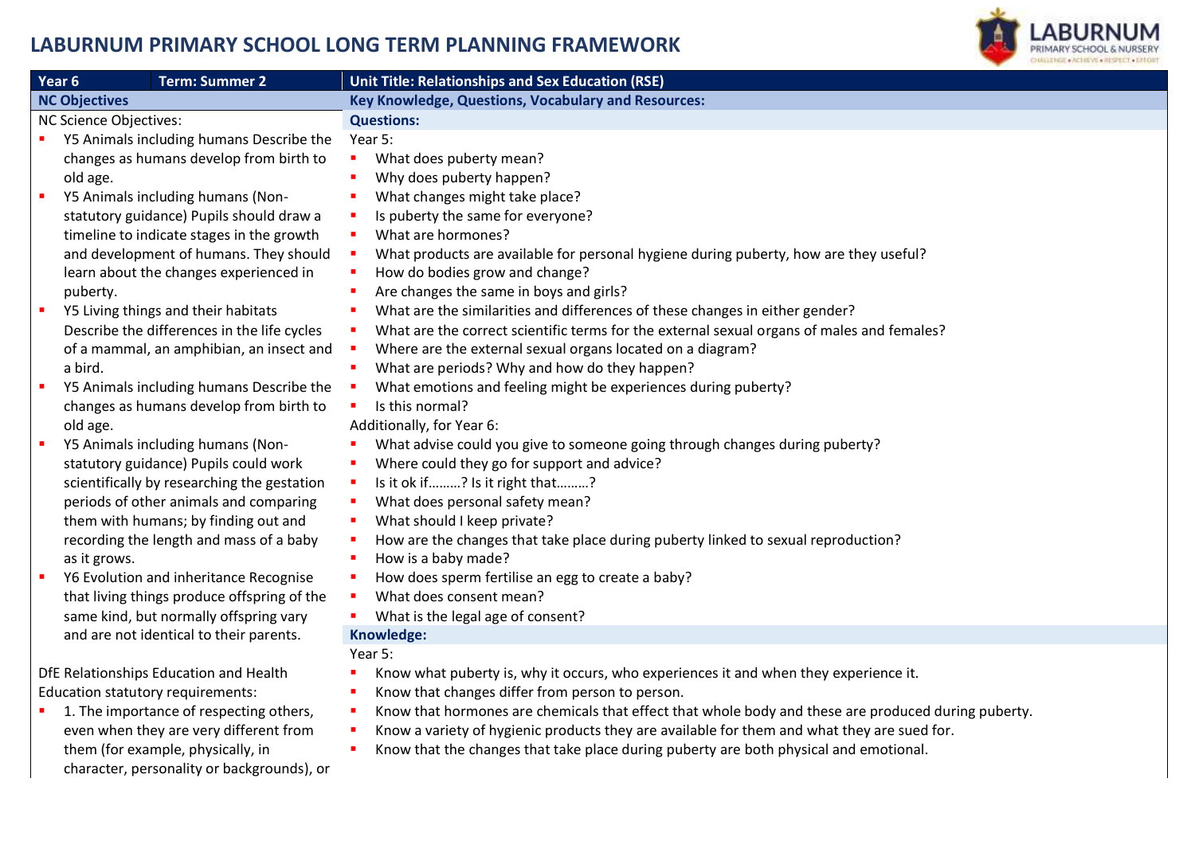# LABURNUM PRIMARY SCHOOL LONG TERM PLANNING FRAMEWORK

| Year 6 | Term: Summer 2 | Unit Title: Relationships and Sex Education (RSE) |
|---|---|---|

**NC Objectives**

NC Science Objectives:

- Y5 Animals including humans Describe the changes as humans develop from birth to old age.
- Y5 Animals including humans (Non-statutory guidance) Pupils should draw a timeline to indicate stages in the growth and development of humans. They should learn about the changes experienced in puberty.
- Y5 Living things and their habitats Describe the differences in the life cycles of a mammal, an amphibian, an insect and a bird.
- Y5 Animals including humans Describe the changes as humans develop from birth to old age.
- Y5 Animals including humans (Non-statutory guidance) Pupils could work scientifically by researching the gestation periods of other animals and comparing them with humans; by finding out and recording the length and mass of a baby as it grows.
- Y6 Evolution and inheritance Recognise that living things produce offspring of the same kind, but normally offspring vary and are not identical to their parents.

DfE Relationships Education and Health Education statutory requirements:

- 1. The importance of respecting others, even when they are very different from them (for example, physically, in character, personality or backgrounds), or

**Key Knowledge, Questions, Vocabulary and Resources:**

**Questions:**

Year 5:

- What does puberty mean?
- Why does puberty happen?
- What changes might take place?
- Is puberty the same for everyone?
- What are hormones?
- What products are available for personal hygiene during puberty, how are they useful?
- How do bodies grow and change?
- Are changes the same in boys and girls?
- What are the similarities and differences of these changes in either gender?
- What are the correct scientific terms for the external sexual organs of males and females?
- Where are the external sexual organs located on a diagram?
- What are periods? Why and how do they happen?
- What emotions and feeling might be experiences during puberty?
- Is this normal?

Additionally, for Year 6:

- What advise could you give to someone going through changes during puberty?
- Where could they go for support and advice?
- Is it ok if………? Is it right that………?
- What does personal safety mean?
- What should I keep private?
- How are the changes that take place during puberty linked to sexual reproduction?
- How is a baby made?
- How does sperm fertilise an egg to create a baby?
- What does consent mean?
- What is the legal age of consent?

**Knowledge:**

Year 5:

- Know what puberty is, why it occurs, who experiences it and when they experience it.
- Know that changes differ from person to person.
- Know that hormones are chemicals that effect that whole body and these are produced during puberty.
- Know a variety of hygienic products they are available for them and what they are sued for.
- Know that the changes that take place during puberty are both physical and emotional.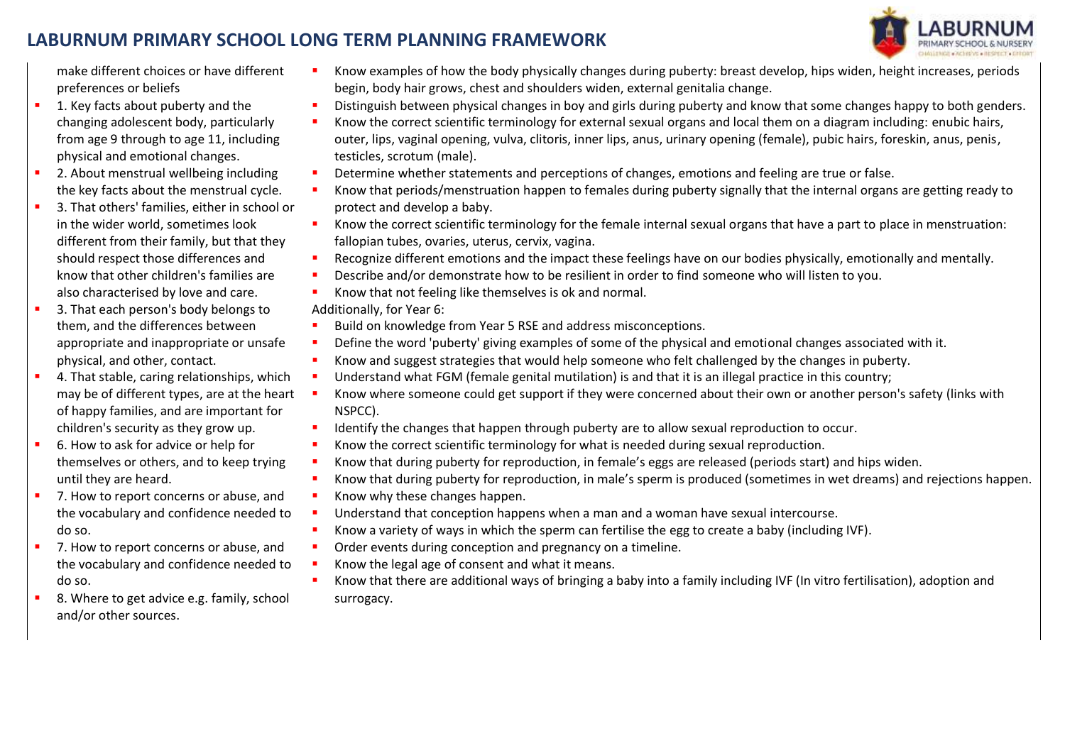# LABURNUM PRIMARY SCHOOL LONG TERM PLANNING FRAMEWORK

make different choices or have different preferences or beliefs

- 1. Key facts about puberty and the changing adolescent body, particularly from age 9 through to age 11, including physical and emotional changes.
- 2. About menstrual wellbeing including the key facts about the menstrual cycle.
- 3. That others' families, either in school or in the wider world, sometimes look different from their family, but that they should respect those differences and know that other children's families are also characterised by love and care.
- 3. That each person's body belongs to them, and the differences between appropriate and inappropriate or unsafe physical, and other, contact.
- 4. That stable, caring relationships, which may be of different types, are at the heart of happy families, and are important for children's security as they grow up.
- 6. How to ask for advice or help for themselves or others, and to keep trying until they are heard.
- 7. How to report concerns or abuse, and the vocabulary and confidence needed to do so.
- 7. How to report concerns or abuse, and the vocabulary and confidence needed to do so.
- 8. Where to get advice e.g. family, school and/or other sources.

- Know examples of how the body physically changes during puberty: breast develop, hips widen, height increases, periods begin, body hair grows, chest and shoulders widen, external genitalia change.
- Distinguish between physical changes in boy and girls during puberty and know that some changes happy to both genders.
- Know the correct scientific terminology for external sexual organs and local them on a diagram including: enubic hairs, outer, lips, vaginal opening, vulva, clitoris, inner lips, anus, urinary opening (female), pubic hairs, foreskin, anus, penis, testicles, scrotum (male).
- Determine whether statements and perceptions of changes, emotions and feeling are true or false.
- Know that periods/menstruation happen to females during puberty signally that the internal organs are getting ready to protect and develop a baby.
- Know the correct scientific terminology for the female internal sexual organs that have a part to place in menstruation: fallopian tubes, ovaries, uterus, cervix, vagina.
- Recognize different emotions and the impact these feelings have on our bodies physically, emotionally and mentally.
- Describe and/or demonstrate how to be resilient in order to find someone who will listen to you.
- Know that not feeling like themselves is ok and normal.

Additionally, for Year 6:

- Build on knowledge from Year 5 RSE and address misconceptions.
- Define the word 'puberty' giving examples of some of the physical and emotional changes associated with it.
- Know and suggest strategies that would help someone who felt challenged by the changes in puberty.
- Understand what FGM (female genital mutilation) is and that it is an illegal practice in this country;
- Know where someone could get support if they were concerned about their own or another person's safety (links with NSPCC).
- Identify the changes that happen through puberty are to allow sexual reproduction to occur.
- Know the correct scientific terminology for what is needed during sexual reproduction.
- Know that during puberty for reproduction, in female's eggs are released (periods start) and hips widen.
- Know that during puberty for reproduction, in male's sperm is produced (sometimes in wet dreams) and rejections happen.
- Know why these changes happen.
- Understand that conception happens when a man and a woman have sexual intercourse.
- Know a variety of ways in which the sperm can fertilise the egg to create a baby (including IVF).
- Order events during conception and pregnancy on a timeline.
- Know the legal age of consent and what it means.
- Know that there are additional ways of bringing a baby into a family including IVF (In vitro fertilisation), adoption and surrogacy.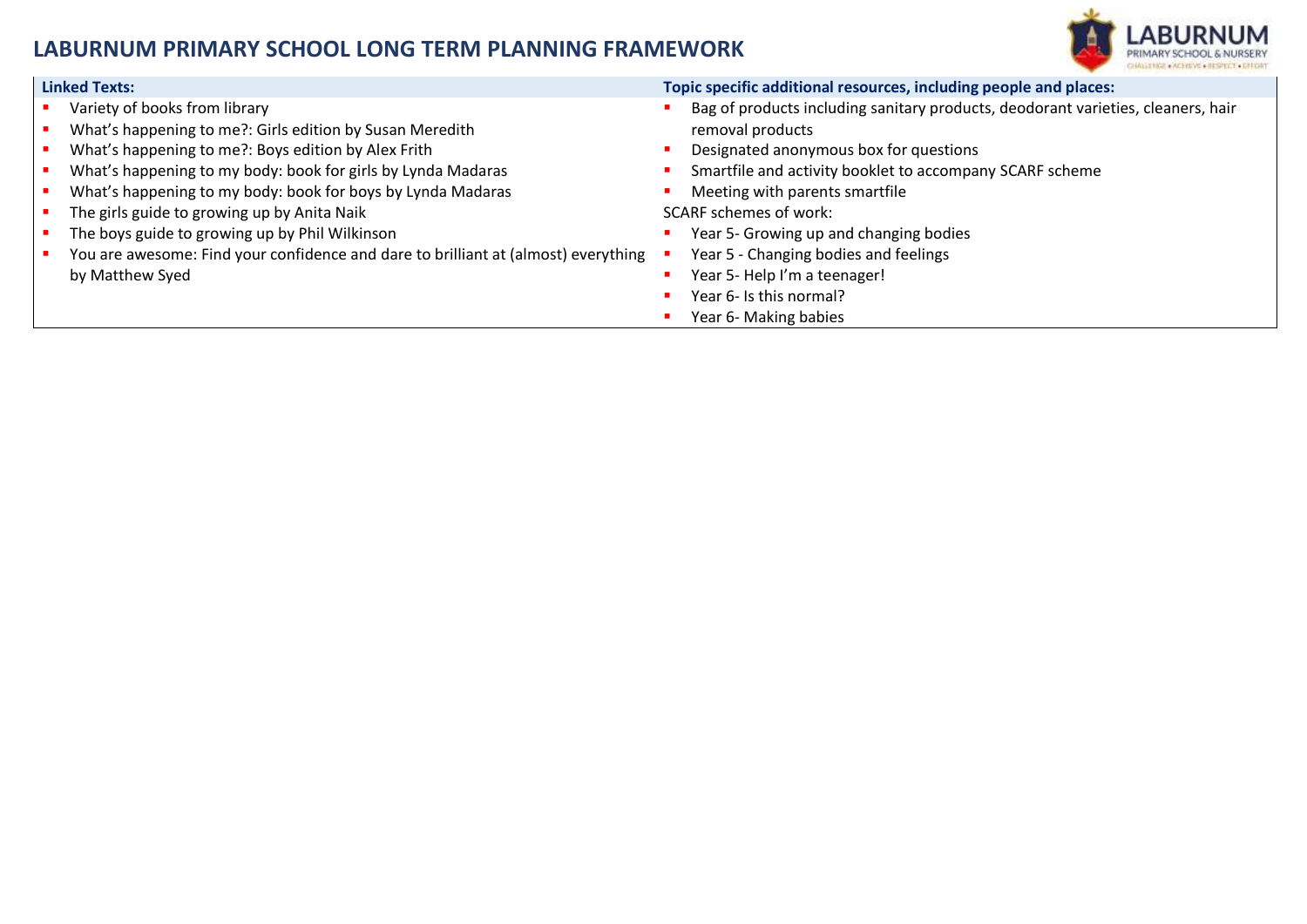# LABURNUM PRIMARY SCHOOL LONG TERM PLANNING FRAMEWORK

| Linked Texts: | Topic specific additional resources, including people and places: |
|---|---|
| - Variety of books from library<br>- What's happening to me?: Girls edition by Susan Meredith<br>- What's happening to me?: Boys edition by Alex Frith<br>- What's happening to my body: book for girls by Lynda Madaras<br>- What's happening to my body: book for boys by Lynda Madaras<br>- The girls guide to growing up by Anita Naik<br>- The boys guide to growing up by Phil Wilkinson<br>- You are awesome: Find your confidence and dare to brilliant at (almost) everything by Matthew Syed | - Bag of products including sanitary products, deodorant varieties, cleaners, hair removal products<br>- Designated anonymous box for questions<br>- Smartfile and activity booklet to accompany SCARF scheme<br>- Meeting with parents smartfile<br>SCARF schemes of work:<br>- Year 5- Growing up and changing bodies<br>- Year 5 - Changing bodies and feelings<br>- Year 5- Help I'm a teenager!<br>- Year 6- Is this normal?<br>- Year 6- Making babies |